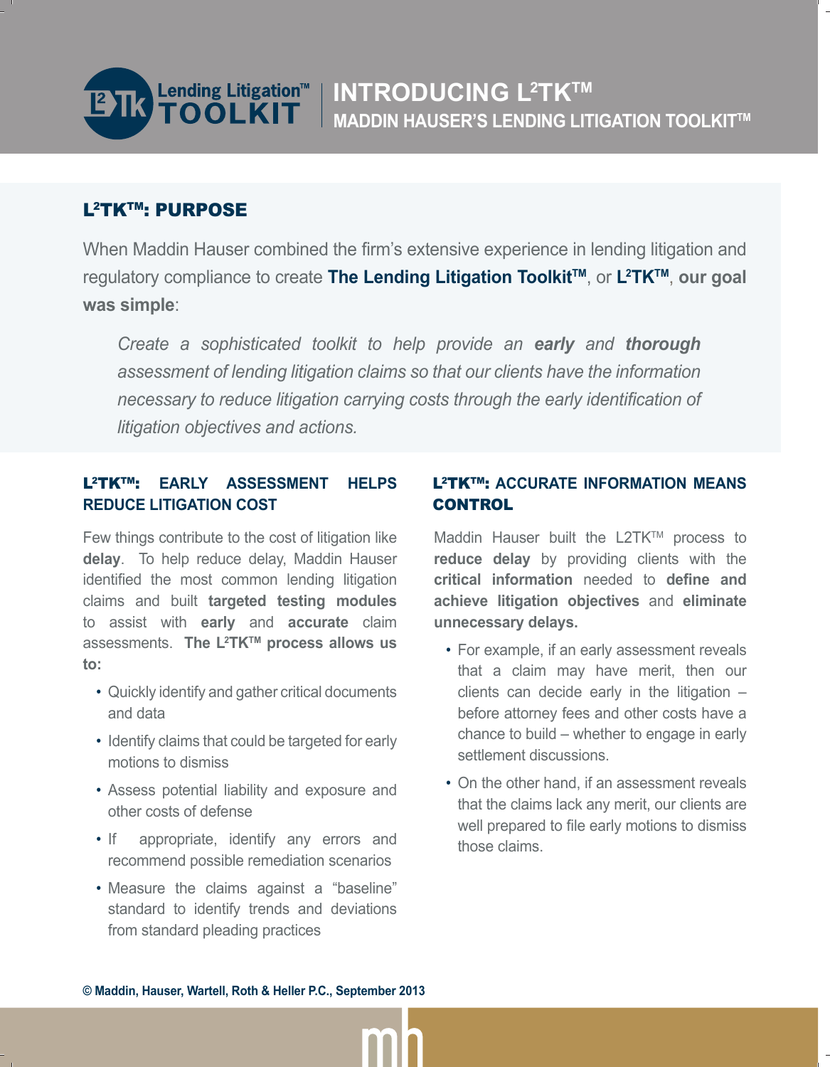# INTRODUCING L²TK™

## MADDIN HAUSER'S LENDING LITIGATION TOOLKIT™

## L²TK™: PURPOSE

When Maddin Hauser combined the firm's extensive experience in lending litigation and regulatory compliance to create **The Lending Litigation Toolkit™**, or **L²TK™**, **our goal was simple**:

> *Create a sophisticated toolkit to help provide an **early** and **thorough** assessment of lending litigation claims so that our clients have the information necessary to reduce litigation carrying costs through the early identification of litigation objectives and actions.*

### L²TK™: EARLY ASSESSMENT HELPS REDUCE LITIGATION COST

Few things contribute to the cost of litigation like **delay**. To help reduce delay, Maddin Hauser identified the most common lending litigation claims and built **targeted testing modules** to assist with **early** and **accurate** claim assessments. **The L²TK™ process allows us to:**

- Quickly identify and gather critical documents and data
- Identify claims that could be targeted for early motions to dismiss
- Assess potential liability and exposure and other costs of defense
- If appropriate, identify any errors and recommend possible remediation scenarios
- Measure the claims against a "baseline" standard to identify trends and deviations from standard pleading practices

### L²TK™: ACCURATE INFORMATION MEANS CONTROL

Maddin Hauser built the L2TK™ process to **reduce delay** by providing clients with the **critical information** needed to **define and achieve litigation objectives** and **eliminate unnecessary delays.**

- For example, if an early assessment reveals that a claim may have merit, then our clients can decide early in the litigation – before attorney fees and other costs have a chance to build – whether to engage in early settlement discussions.
- On the other hand, if an assessment reveals that the claims lack any merit, our clients are well prepared to file early motions to dismiss those claims.

**© Maddin, Hauser, Wartell, Roth & Heller P.C., September 2013**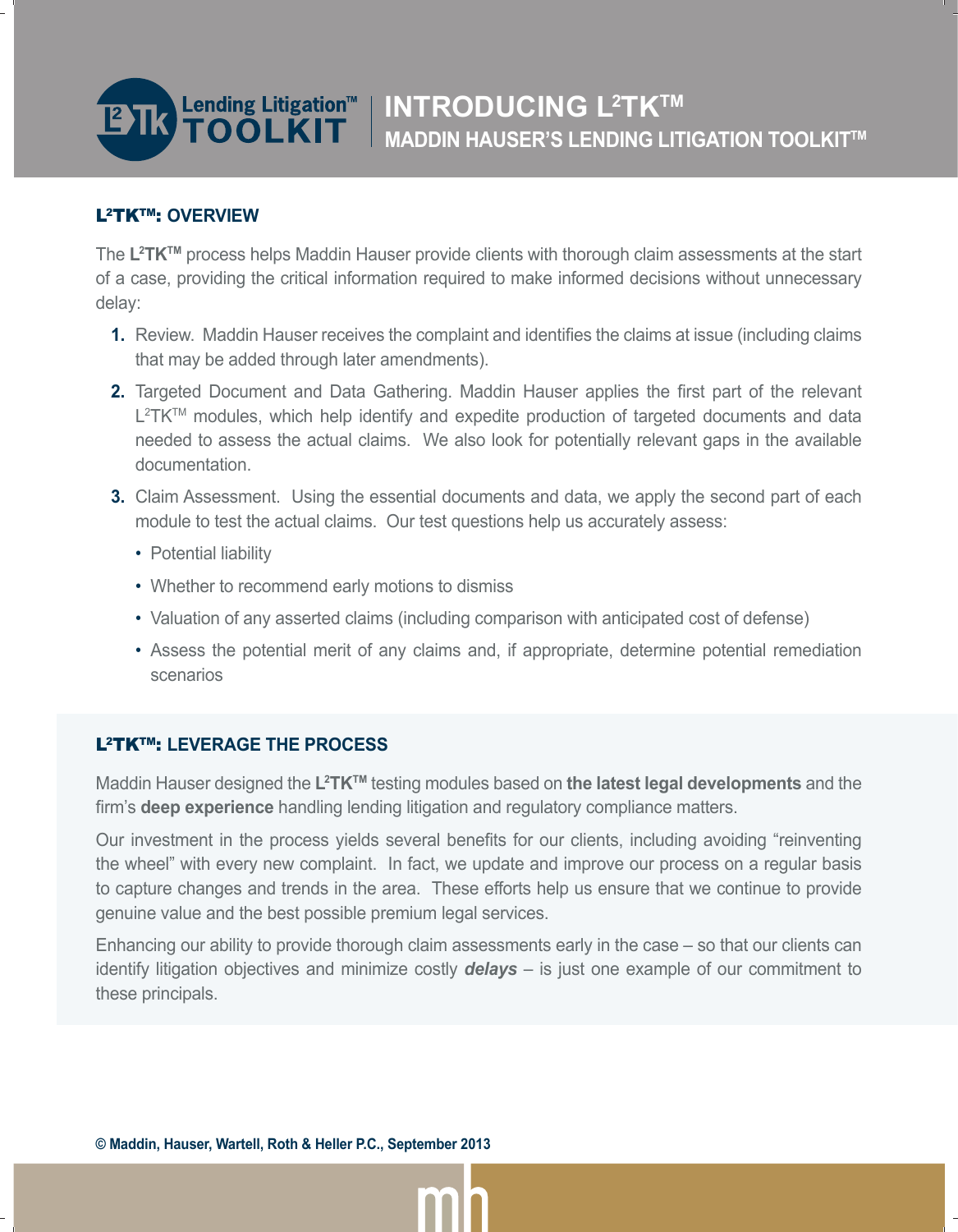# Lending Litigation™ TOOLKIT

# INTRODUCING L²TK™

## MADDIN HAUSER'S LENDING LITIGATION TOOLKIT™

### L²TK™: OVERVIEW

The **L²TK™** process helps Maddin Hauser provide clients with thorough claim assessments at the start of a case, providing the critical information required to make informed decisions without unnecessary delay:

1. Review. Maddin Hauser receives the complaint and identifies the claims at issue (including claims that may be added through later amendments).
2. Targeted Document and Data Gathering. Maddin Hauser applies the first part of the relevant L²TK™ modules, which help identify and expedite production of targeted documents and data needed to assess the actual claims. We also look for potentially relevant gaps in the available documentation.
3. Claim Assessment. Using the essential documents and data, we apply the second part of each module to test the actual claims. Our test questions help us accurately assess:
   - Potential liability
   - Whether to recommend early motions to dismiss
   - Valuation of any asserted claims (including comparison with anticipated cost of defense)
   - Assess the potential merit of any claims and, if appropriate, determine potential remediation scenarios

### L²TK™: LEVERAGE THE PROCESS

Maddin Hauser designed the **L²TK™** testing modules based on **the latest legal developments** and the firm's **deep experience** handling lending litigation and regulatory compliance matters.

Our investment in the process yields several benefits for our clients, including avoiding "reinventing the wheel" with every new complaint. In fact, we update and improve our process on a regular basis to capture changes and trends in the area. These efforts help us ensure that we continue to provide genuine value and the best possible premium legal services.

Enhancing our ability to provide thorough claim assessments early in the case – so that our clients can identify litigation objectives and minimize costly ***delays*** – is just one example of our commitment to these principals.

**© Maddin, Hauser, Wartell, Roth & Heller P.C., September 2013**